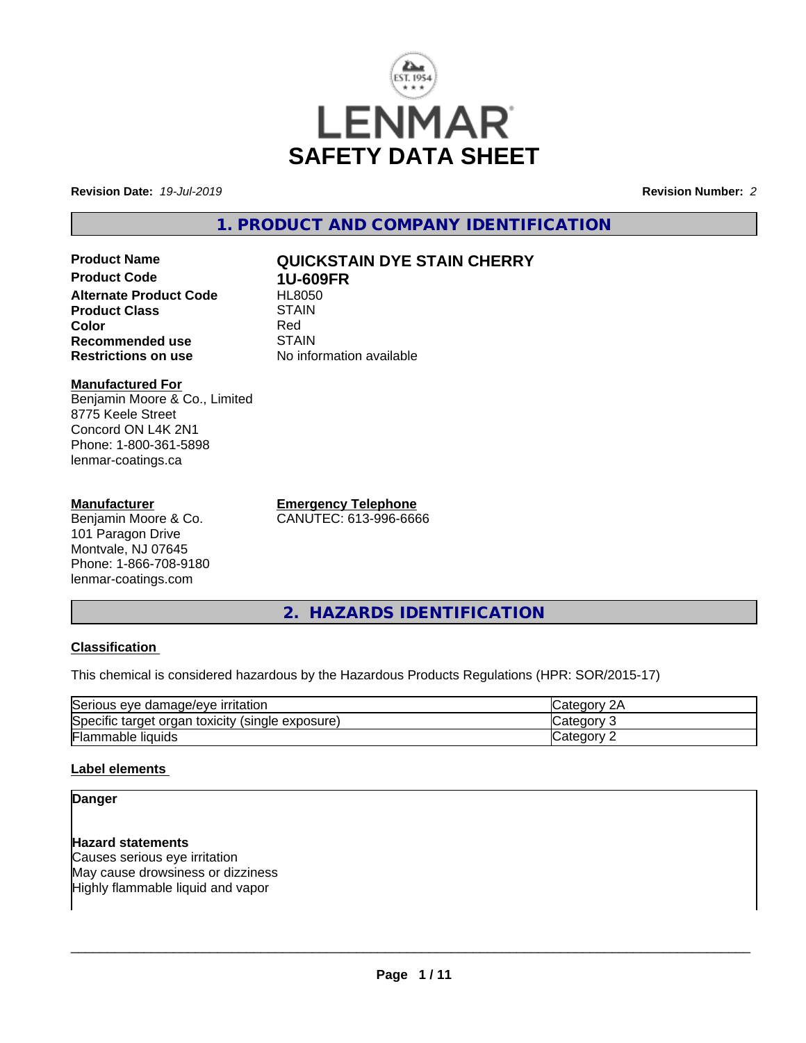LENMAR

# SAFETY DATA SHEET

**Revision Date:** *19-Jul-2019* **Revision Number:** *2*

## 1. PRODUCT AND COMPANY IDENTIFICATION

| | |
|---|---|
| **Product Name** | **QUICKSTAIN DYE STAIN CHERRY** |
| **Product Code** | **1U-609FR** |
| **Alternate Product Code** | HL8050 |
| **Product Class** | STAIN |
| **Color** | Red |
| **Recommended use** | STAIN |
| **Restrictions on use** | No information available |

**Manufactured For**
Benjamin Moore & Co., Limited
8775 Keele Street
Concord ON L4K 2N1
Phone: 1-800-361-5898
lenmar-coatings.ca

**Manufacturer**
Benjamin Moore & Co.
101 Paragon Drive
Montvale, NJ 07645
Phone: 1-866-708-9180
lenmar-coatings.com

**Emergency Telephone**
CANUTEC: 613-996-6666

## 2. HAZARDS IDENTIFICATION

**Classification**

This chemical is considered hazardous by the Hazardous Products Regulations (HPR: SOR/2015-17)

| | |
|---|---|
| Serious eye damage/eye irritation | Category 2A |
| Specific target organ toxicity (single exposure) | Category 3 |
| Flammable liquids | Category 2 |

**Label elements**

**Danger**

**Hazard statements**
Causes serious eye irritation
May cause drowsiness or dizziness
Highly flammable liquid and vapor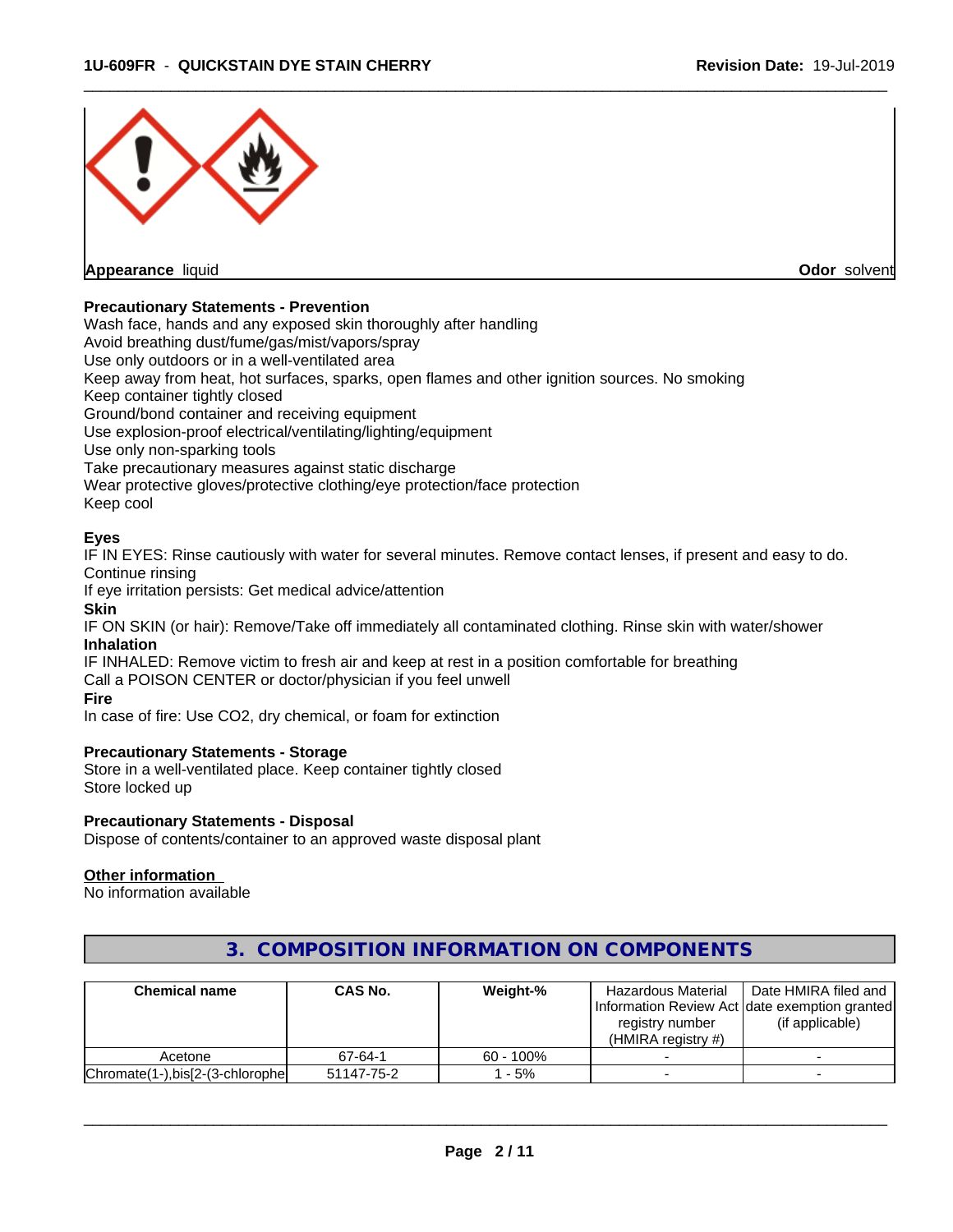**Appearance** liquid **Odor** solvent

**Precautionary Statements - Prevention**

Wash face, hands and any exposed skin thoroughly after handling
Avoid breathing dust/fume/gas/mist/vapors/spray
Use only outdoors or in a well-ventilated area
Keep away from heat, hot surfaces, sparks, open flames and other ignition sources. No smoking
Keep container tightly closed
Ground/bond container and receiving equipment
Use explosion-proof electrical/ventilating/lighting/equipment
Use only non-sparking tools
Take precautionary measures against static discharge
Wear protective gloves/protective clothing/eye protection/face protection
Keep cool

**Eyes**

IF IN EYES: Rinse cautiously with water for several minutes. Remove contact lenses, if present and easy to do. Continue rinsing
If eye irritation persists: Get medical advice/attention

**Skin**

IF ON SKIN (or hair): Remove/Take off immediately all contaminated clothing. Rinse skin with water/shower

**Inhalation**

IF INHALED: Remove victim to fresh air and keep at rest in a position comfortable for breathing
Call a POISON CENTER or doctor/physician if you feel unwell

**Fire**

In case of fire: Use CO2, dry chemical, or foam for extinction

**Precautionary Statements - Storage**

Store in a well-ventilated place. Keep container tightly closed
Store locked up

**Precautionary Statements - Disposal**

Dispose of contents/container to an approved waste disposal plant

**Other information**

No information available

## 3. COMPOSITION INFORMATION ON COMPONENTS

| Chemical name | CAS No. | Weight-% | Hazardous Material Information Review Act registry number (HMIRA registry #) | Date HMIRA filed and date exemption granted (if applicable) |
|---|---|---|---|---|
| Acetone | 67-64-1 | 60 - 100% | - | - |
| Chromate(1-),bis[2-(3-chlorophe | 51147-75-2 | 1 - 5% | - | - |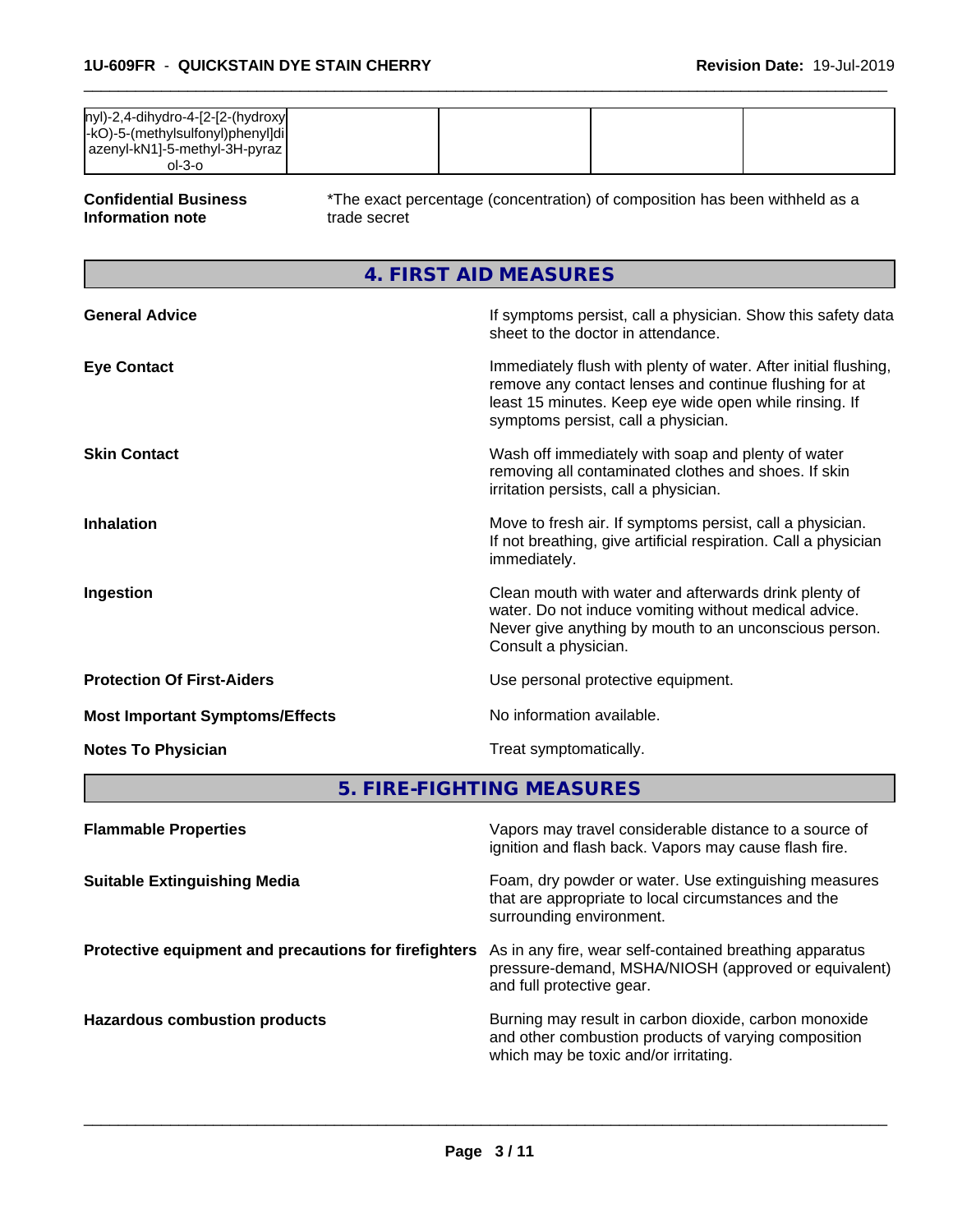| nyl)-2,4-dihydro-4-[2-[2-(hydroxy-kO)-5-(methylsulfonyl)phenyl]diazenyl-kN1]-5-methyl-3H-pyrazol-3-o | | | | |
|---|---|---|---|---|

**Confidential Business Information note** *The exact percentage (concentration) of composition has been withheld as a trade secret

## 4. FIRST AID MEASURES

**General Advice**
If symptoms persist, call a physician. Show this safety data sheet to the doctor in attendance.

**Eye Contact**
Immediately flush with plenty of water. After initial flushing, remove any contact lenses and continue flushing for at least 15 minutes. Keep eye wide open while rinsing. If symptoms persist, call a physician.

**Skin Contact**
Wash off immediately with soap and plenty of water removing all contaminated clothes and shoes. If skin irritation persists, call a physician.

**Inhalation**
Move to fresh air. If symptoms persist, call a physician. If not breathing, give artificial respiration. Call a physician immediately.

**Ingestion**
Clean mouth with water and afterwards drink plenty of water. Do not induce vomiting without medical advice. Never give anything by mouth to an unconscious person. Consult a physician.

**Protection Of First-Aiders**
Use personal protective equipment.

**Most Important Symptoms/Effects**
No information available.

**Notes To Physician**
Treat symptomatically.

## 5. FIRE-FIGHTING MEASURES

**Flammable Properties**
Vapors may travel considerable distance to a source of ignition and flash back. Vapors may cause flash fire.

**Suitable Extinguishing Media**
Foam, dry powder or water. Use extinguishing measures that are appropriate to local circumstances and the surrounding environment.

**Protective equipment and precautions for firefighters**
As in any fire, wear self-contained breathing apparatus pressure-demand, MSHA/NIOSH (approved or equivalent) and full protective gear.

**Hazardous combustion products**
Burning may result in carbon dioxide, carbon monoxide and other combustion products of varying composition which may be toxic and/or irritating.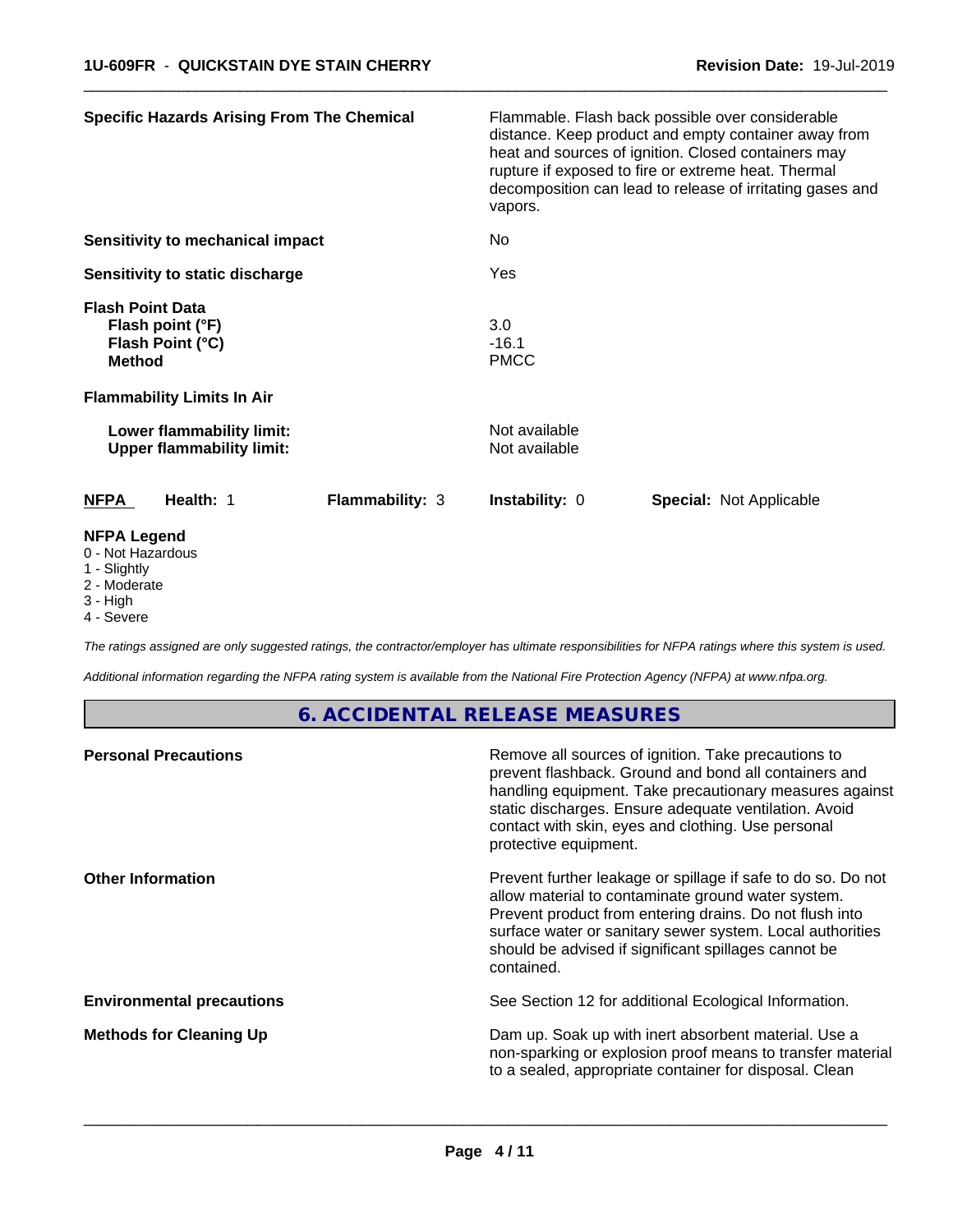| | |
|---|---|
| **Specific Hazards Arising From The Chemical** | Flammable. Flash back possible over considerable distance. Keep product and empty container away from heat and sources of ignition. Closed containers may rupture if exposed to fire or extreme heat. Thermal decomposition can lead to release of irritating gases and vapors. |
| **Sensitivity to mechanical impact** | No |
| **Sensitivity to static discharge** | Yes |

**Flash Point Data**

| | |
|---|---|
| **Flash point (°F)** | 3.0 |
| **Flash Point (°C)** | -16.1 |
| **Method** | PMCC |

**Flammability Limits In Air**

| | |
|---|---|
| **Lower flammability limit:** | Not available |
| **Upper flammability limit:** | Not available |

| NFPA | Health: 1 | Flammability: 3 | Instability: 0 | Special: Not Applicable |
|---|---|---|---|---|

**NFPA Legend**
- 0 - Not Hazardous
- 1 - Slightly
- 2 - Moderate
- 3 - High
- 4 - Severe

*The ratings assigned are only suggested ratings, the contractor/employer has ultimate responsibilities for NFPA ratings where this system is used.*

*Additional information regarding the NFPA rating system is available from the National Fire Protection Agency (NFPA) at www.nfpa.org.*

## 6. ACCIDENTAL RELEASE MEASURES

| | |
|---|---|
| **Personal Precautions** | Remove all sources of ignition. Take precautions to prevent flashback. Ground and bond all containers and handling equipment. Take precautionary measures against static discharges. Ensure adequate ventilation. Avoid contact with skin, eyes and clothing. Use personal protective equipment. |
| **Other Information** | Prevent further leakage or spillage if safe to do so. Do not allow material to contaminate ground water system. Prevent product from entering drains. Do not flush into surface water or sanitary sewer system. Local authorities should be advised if significant spillages cannot be contained. |
| **Environmental precautions** | See Section 12 for additional Ecological Information. |
| **Methods for Cleaning Up** | Dam up. Soak up with inert absorbent material. Use a non-sparking or explosion proof means to transfer material to a sealed, appropriate container for disposal. Clean |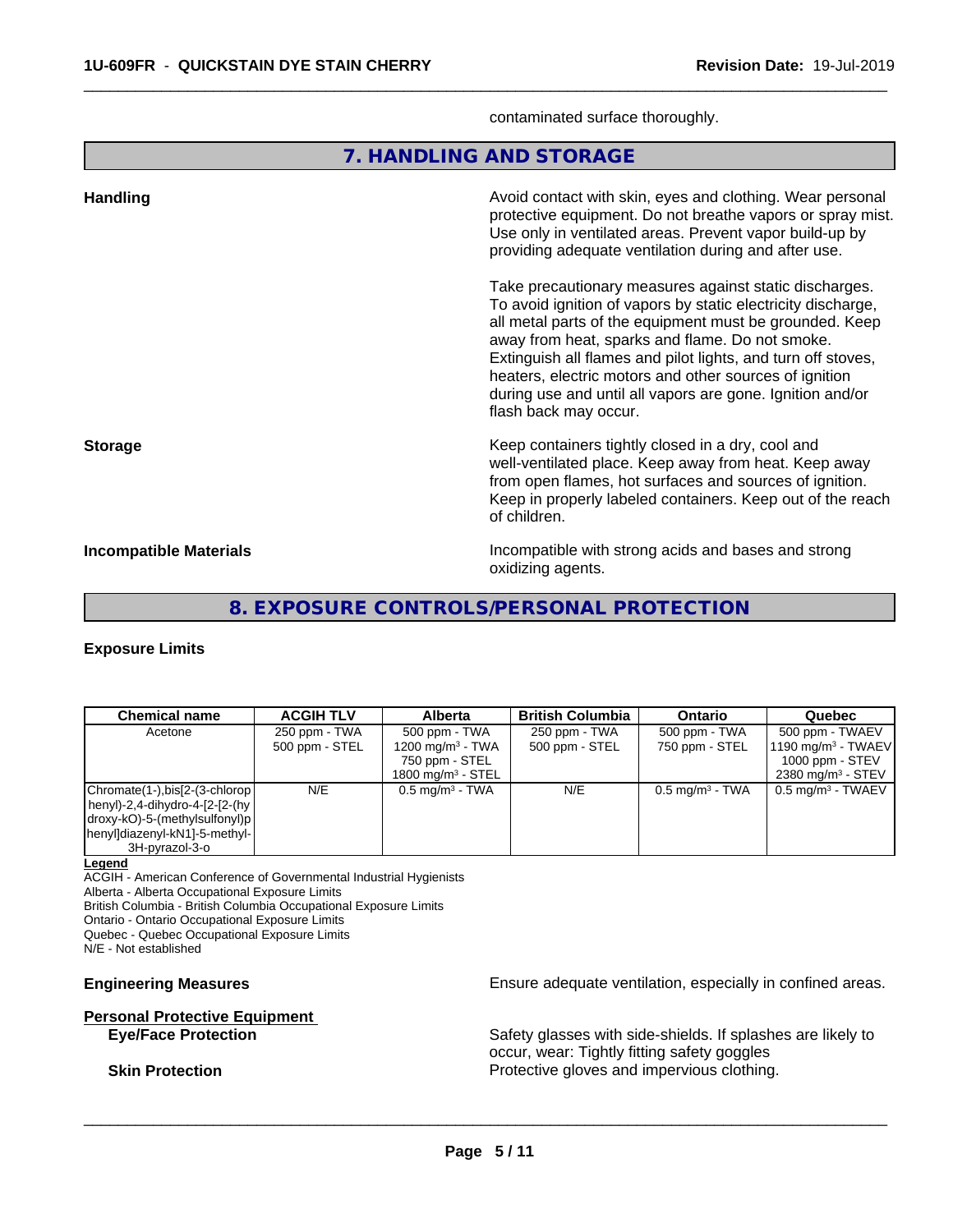contaminated surface thoroughly.

## 7. HANDLING AND STORAGE

**Handling**

Avoid contact with skin, eyes and clothing. Wear personal protective equipment. Do not breathe vapors or spray mist. Use only in ventilated areas. Prevent vapor build-up by providing adequate ventilation during and after use.

Take precautionary measures against static discharges. To avoid ignition of vapors by static electricity discharge, all metal parts of the equipment must be grounded. Keep away from heat, sparks and flame. Do not smoke. Extinguish all flames and pilot lights, and turn off stoves, heaters, electric motors and other sources of ignition during use and until all vapors are gone. Ignition and/or flash back may occur.

**Storage**

Keep containers tightly closed in a dry, cool and well-ventilated place. Keep away from heat. Keep away from open flames, hot surfaces and sources of ignition. Keep in properly labeled containers. Keep out of the reach of children.

**Incompatible Materials**

Incompatible with strong acids and bases and strong oxidizing agents.

## 8. EXPOSURE CONTROLS/PERSONAL PROTECTION

**Exposure Limits**

| Chemical name | ACGIH TLV | Alberta | British Columbia | Ontario | Quebec |
|---|---|---|---|---|---|
| Acetone | 250 ppm - TWA<br>500 ppm - STEL | 500 ppm - TWA<br>1200 mg/m$^3$ - TWA<br>750 ppm - STEL<br>1800 mg/m$^3$ - STEL | 250 ppm - TWA<br>500 ppm - STEL | 500 ppm - TWA<br>750 ppm - STEL | 500 ppm - TWAEV<br>1190 mg/m$^3$ - TWAEV<br>1000 ppm - STEV<br>2380 mg/m$^3$ - STEV |
| Chromate(1-),bis[2-(3-chlorophenyl)-2,4-dihydro-4-[2-[2-(hydroxy-kO)-5-(methylsulfonyl)phenyl]diazenyl-kN1]-5-methyl-3H-pyrazol-3-o | N/E | 0.5 mg/m$^3$ - TWA | N/E | 0.5 mg/m$^3$ - TWA | 0.5 mg/m$^3$ - TWAEV |

**Legend**

ACGIH - American Conference of Governmental Industrial Hygienists
Alberta - Alberta Occupational Exposure Limits
British Columbia - British Columbia Occupational Exposure Limits
Ontario - Ontario Occupational Exposure Limits
Quebec - Quebec Occupational Exposure Limits
N/E - Not established

**Engineering Measures**

Ensure adequate ventilation, especially in confined areas.

**Personal Protective Equipment**

**Eye/Face Protection**

Safety glasses with side-shields. If splashes are likely to occur, wear: Tightly fitting safety goggles

**Skin Protection**

Protective gloves and impervious clothing.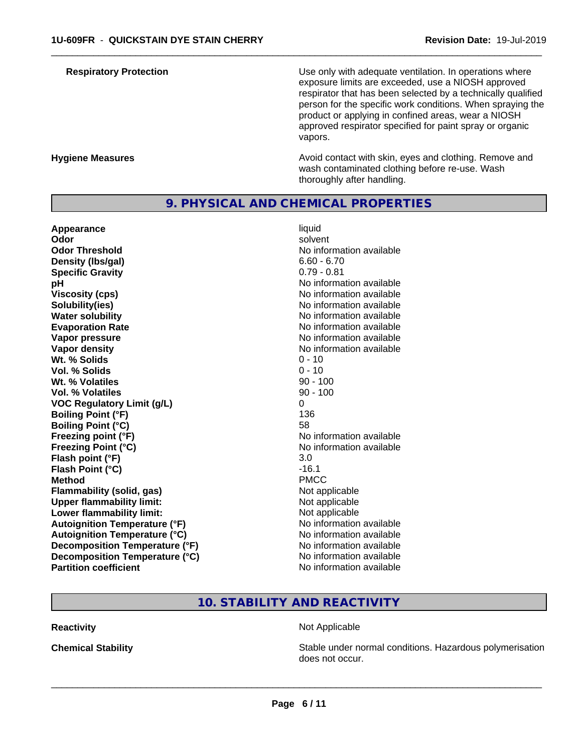**Respiratory Protection**

Use only with adequate ventilation. In operations where exposure limits are exceeded, use a NIOSH approved respirator that has been selected by a technically qualified person for the specific work conditions. When spraying the product or applying in confined areas, wear a NIOSH approved respirator specified for paint spray or organic vapors.

**Hygiene Measures**

Avoid contact with skin, eyes and clothing. Remove and wash contaminated clothing before re-use. Wash thoroughly after handling.

## 9. PHYSICAL AND CHEMICAL PROPERTIES

| Property | Value |
|---|---|
| **Appearance** | liquid |
| **Odor** | solvent |
| **Odor Threshold** | No information available |
| **Density (lbs/gal)** | 6.60 - 6.70 |
| **Specific Gravity** | 0.79 - 0.81 |
| **pH** | No information available |
| **Viscosity (cps)** | No information available |
| **Solubility(ies)** | No information available |
| **Water solubility** | No information available |
| **Evaporation Rate** | No information available |
| **Vapor pressure** | No information available |
| **Vapor density** | No information available |
| **Wt. % Solids** | 0 - 10 |
| **Vol. % Solids** | 0 - 10 |
| **Wt. % Volatiles** | 90 - 100 |
| **Vol. % Volatiles** | 90 - 100 |
| **VOC Regulatory Limit (g/L)** | 0 |
| **Boiling Point (°F)** | 136 |
| **Boiling Point (°C)** | 58 |
| **Freezing point (°F)** | No information available |
| **Freezing Point (°C)** | No information available |
| **Flash point (°F)** | 3.0 |
| **Flash Point (°C)** | -16.1 |
| **Method** | PMCC |
| **Flammability (solid, gas)** | Not applicable |
| **Upper flammability limit:** | Not applicable |
| **Lower flammability limit:** | Not applicable |
| **Autoignition Temperature (°F)** | No information available |
| **Autoignition Temperature (°C)** | No information available |
| **Decomposition Temperature (°F)** | No information available |
| **Decomposition Temperature (°C)** | No information available |
| **Partition coefficient** | No information available |

## 10. STABILITY AND REACTIVITY

**Reactivity**

Not Applicable

**Chemical Stability**

Stable under normal conditions. Hazardous polymerisation does not occur.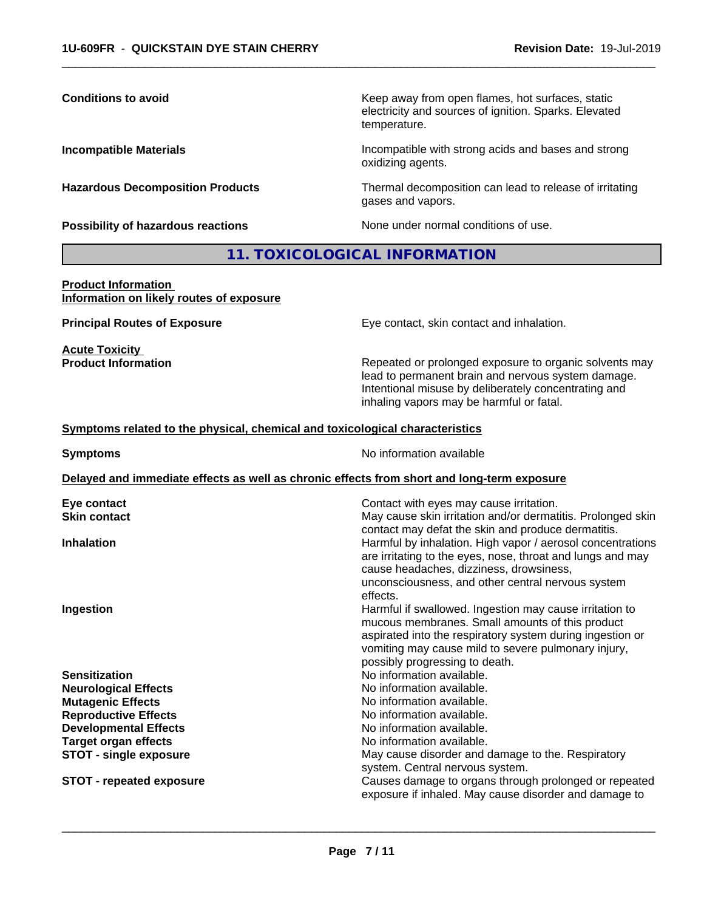**Conditions to avoid**
Keep away from open flames, hot surfaces, static electricity and sources of ignition. Sparks. Elevated temperature.

**Incompatible Materials**
Incompatible with strong acids and bases and strong oxidizing agents.

**Hazardous Decomposition Products**
Thermal decomposition can lead to release of irritating gases and vapors.

**Possibility of hazardous reactions**
None under normal conditions of use.

## 11. TOXICOLOGICAL INFORMATION

**Product Information**
**Information on likely routes of exposure**

**Principal Routes of Exposure**
Eye contact, skin contact and inhalation.

**Acute Toxicity**
**Product Information**
Repeated or prolonged exposure to organic solvents may lead to permanent brain and nervous system damage. Intentional misuse by deliberately concentrating and inhaling vapors may be harmful or fatal.

**Symptoms related to the physical, chemical and toxicological characteristics**

**Symptoms**
No information available

**Delayed and immediate effects as well as chronic effects from short and long-term exposure**

| | |
|---|---|
| **Eye contact** | Contact with eyes may cause irritation. |
| **Skin contact** | May cause skin irritation and/or dermatitis. Prolonged skin contact may defat the skin and produce dermatitis. |
| **Inhalation** | Harmful by inhalation. High vapor / aerosol concentrations are irritating to the eyes, nose, throat and lungs and may cause headaches, dizziness, drowsiness, unconsciousness, and other central nervous system effects. |
| **Ingestion** | Harmful if swallowed. Ingestion may cause irritation to mucous membranes. Small amounts of this product aspirated into the respiratory system during ingestion or vomiting may cause mild to severe pulmonary injury, possibly progressing to death. |
| **Sensitization** | No information available. |
| **Neurological Effects** | No information available. |
| **Mutagenic Effects** | No information available. |
| **Reproductive Effects** | No information available. |
| **Developmental Effects** | No information available. |
| **Target organ effects** | No information available. |
| **STOT - single exposure** | May cause disorder and damage to the. Respiratory system. Central nervous system. |
| **STOT - repeated exposure** | Causes damage to organs through prolonged or repeated exposure if inhaled. May cause disorder and damage to |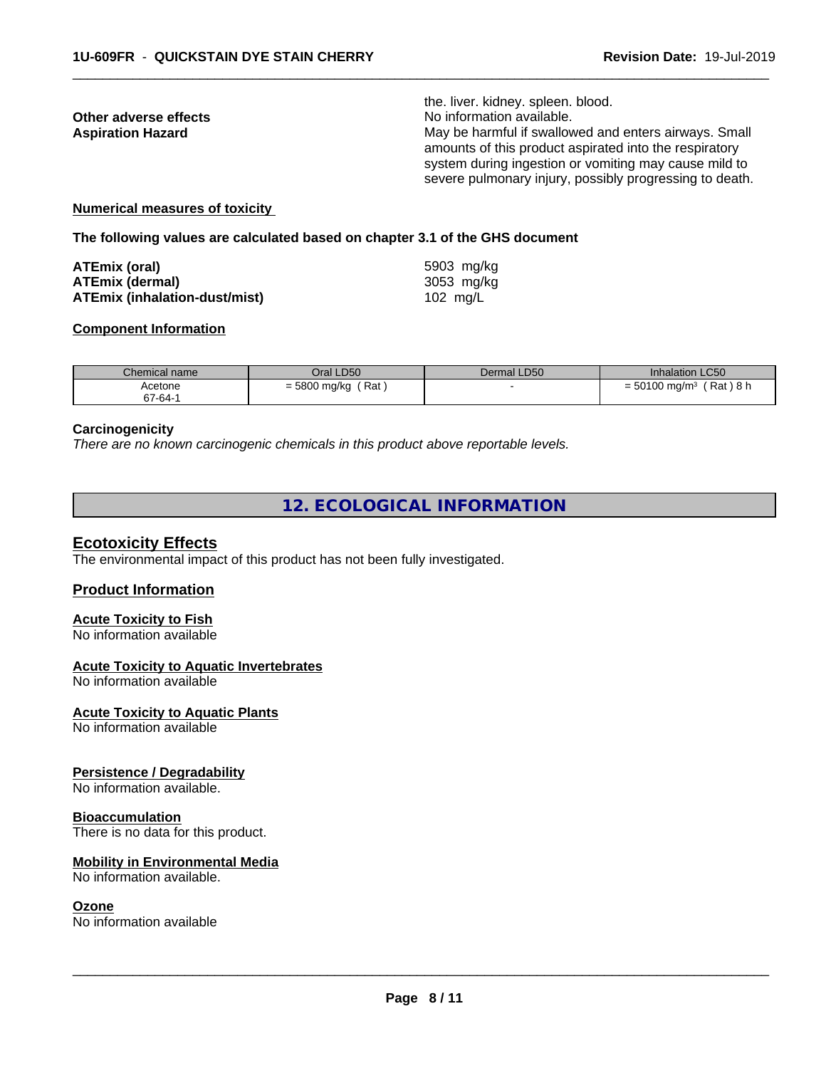| | |
|---|---|
| | the. liver. kidney. spleen. blood. |
| **Other adverse effects** | No information available. |
| **Aspiration Hazard** | May be harmful if swallowed and enters airways. Small amounts of this product aspirated into the respiratory system during ingestion or vomiting may cause mild to severe pulmonary injury, possibly progressing to death. |

**Numerical measures of toxicity**

**The following values are calculated based on chapter 3.1 of the GHS document**

| | |
|---|---|
| **ATEmix (oral)** | 5903 mg/kg |
| **ATEmix (dermal)** | 3053 mg/kg |
| **ATEmix (inhalation-dust/mist)** | 102 mg/L |

**Component Information**

| Chemical name | Oral LD50 | Dermal LD50 | Inhalation LC50 |
|---|---|---|---|
| Acetone<br>67-64-1 | = 5800 mg/kg ( Rat ) | - | = 50100 mg/m³ ( Rat ) 8 h |

**Carcinogenicity**

*There are no known carcinogenic chemicals in this product above reportable levels.*

# 12. ECOLOGICAL INFORMATION

## Ecotoxicity Effects

The environmental impact of this product has not been fully investigated.

## Product Information

**Acute Toxicity to Fish**

No information available

**Acute Toxicity to Aquatic Invertebrates**

No information available

**Acute Toxicity to Aquatic Plants**

No information available

**Persistence / Degradability**

No information available.

**Bioaccumulation**

There is no data for this product.

**Mobility in Environmental Media**

No information available.

**Ozone**

No information available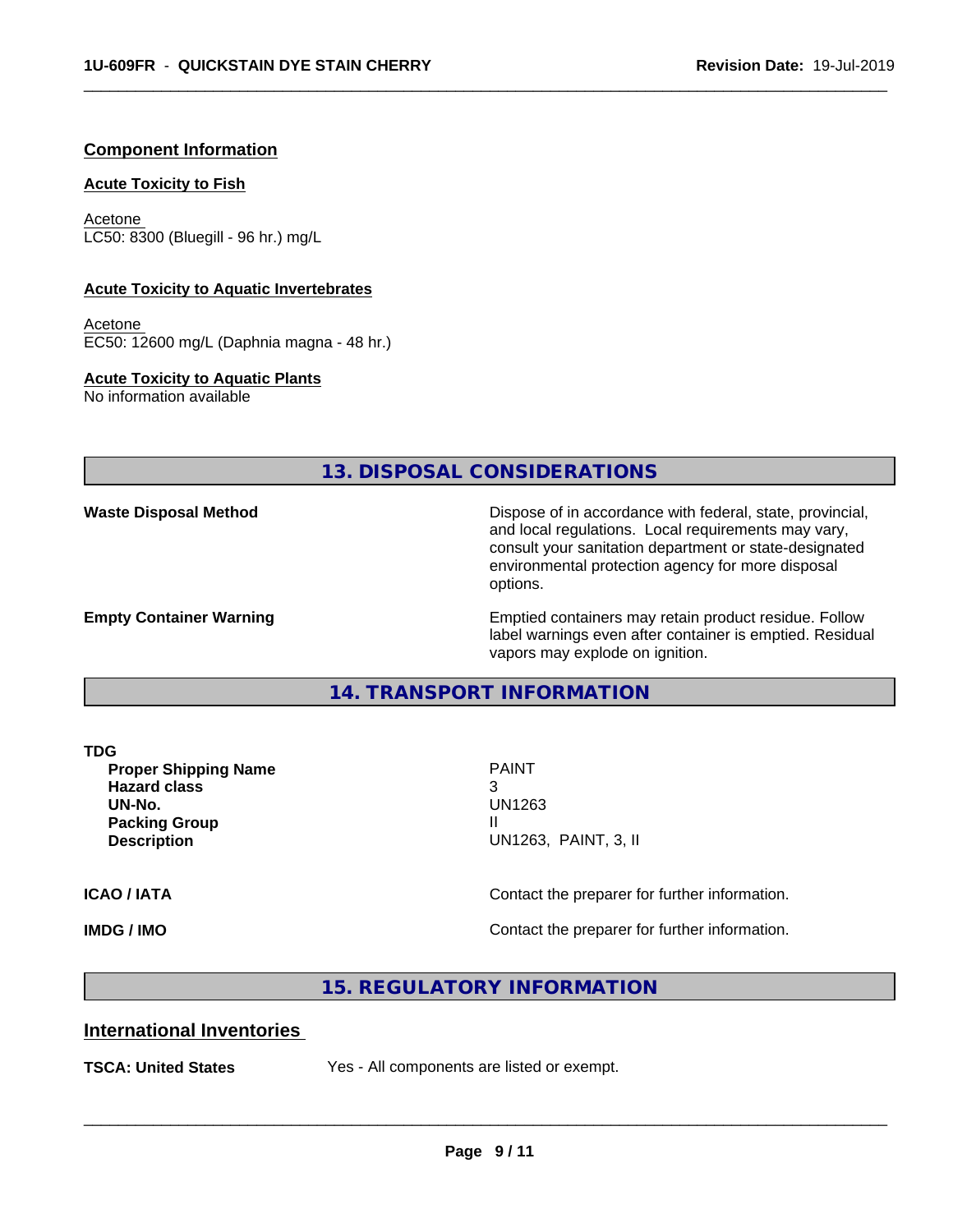### Component Information

**Acute Toxicity to Fish**

Acetone
LC50: 8300 (Bluegill - 96 hr.) mg/L

**Acute Toxicity to Aquatic Invertebrates**

Acetone
EC50: 12600 mg/L (Daphnia magna - 48 hr.)

**Acute Toxicity to Aquatic Plants**
No information available

## 13. DISPOSAL CONSIDERATIONS

| | |
|---|---|
| **Waste Disposal Method** | Dispose of in accordance with federal, state, provincial, and local regulations. Local requirements may vary, consult your sanitation department or state-designated environmental protection agency for more disposal options. |
| **Empty Container Warning** | Emptied containers may retain product residue. Follow label warnings even after container is emptied. Residual vapors may explode on ignition. |

## 14. TRANSPORT INFORMATION

**TDG**

| | |
|---|---|
| **Proper Shipping Name** | PAINT |
| **Hazard class** | 3 |
| **UN-No.** | UN1263 |
| **Packing Group** | II |
| **Description** | UN1263, PAINT, 3, II |

| | |
|---|---|
| **ICAO / IATA** | Contact the preparer for further information. |
| **IMDG / IMO** | Contact the preparer for further information. |

## 15. REGULATORY INFORMATION

### International Inventories

| | |
|---|---|
| **TSCA: United States** | Yes - All components are listed or exempt. |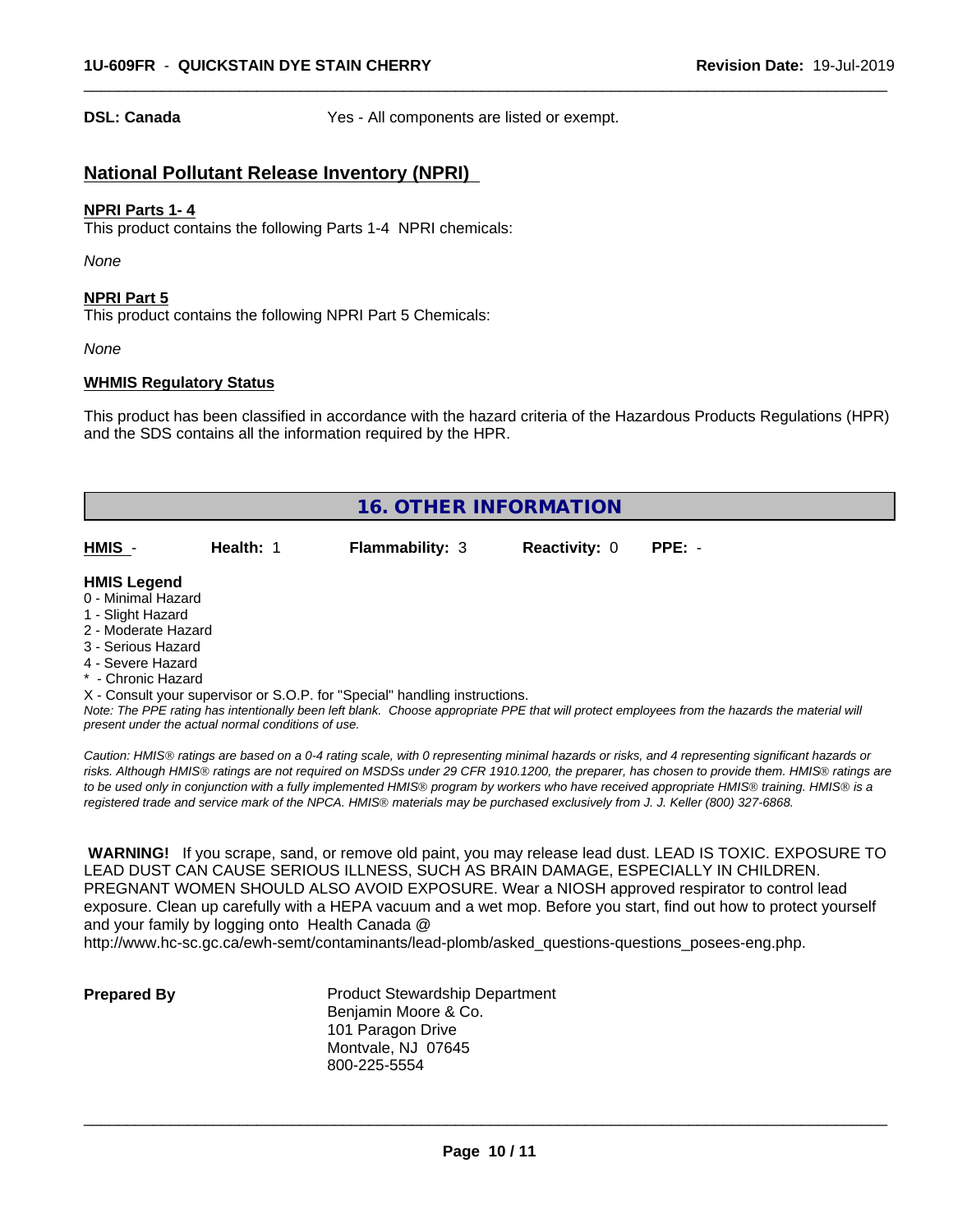**DSL: Canada** Yes - All components are listed or exempt.

## National Pollutant Release Inventory (NPRI)

**NPRI Parts 1- 4**

This product contains the following Parts 1-4 NPRI chemicals:

*None*

**NPRI Part 5**

This product contains the following NPRI Part 5 Chemicals:

*None*

**WHMIS Regulatory Status**

This product has been classified in accordance with the hazard criteria of the Hazardous Products Regulations (HPR) and the SDS contains all the information required by the HPR.

## 16. OTHER INFORMATION

| HMIS - | Health: 1 | Flammability: 3 | Reactivity: 0 | PPE: - |
|---|---|---|---|---|

**HMIS Legend**

0 - Minimal Hazard
1 - Slight Hazard
2 - Moderate Hazard
3 - Serious Hazard
4 - Severe Hazard
* - Chronic Hazard
X - Consult your supervisor or S.O.P. for "Special" handling instructions.

*Note: The PPE rating has intentionally been left blank. Choose appropriate PPE that will protect employees from the hazards the material will present under the actual normal conditions of use.*

*Caution: HMIS® ratings are based on a 0-4 rating scale, with 0 representing minimal hazards or risks, and 4 representing significant hazards or risks. Although HMIS® ratings are not required on MSDSs under 29 CFR 1910.1200, the preparer, has chosen to provide them. HMIS® ratings are to be used only in conjunction with a fully implemented HMIS® program by workers who have received appropriate HMIS® training. HMIS® is a registered trade and service mark of the NPCA. HMIS® materials may be purchased exclusively from J. J. Keller (800) 327-6868.*

**WARNING!** If you scrape, sand, or remove old paint, you may release lead dust. LEAD IS TOXIC. EXPOSURE TO LEAD DUST CAN CAUSE SERIOUS ILLNESS, SUCH AS BRAIN DAMAGE, ESPECIALLY IN CHILDREN. PREGNANT WOMEN SHOULD ALSO AVOID EXPOSURE. Wear a NIOSH approved respirator to control lead exposure. Clean up carefully with a HEPA vacuum and a wet mop. Before you start, find out how to protect yourself and your family by logging onto Health Canada @ http://www.hc-sc.gc.ca/ewh-semt/contaminants/lead-plomb/asked_questions-questions_posees-eng.php.

**Prepared By**

Product Stewardship Department
Benjamin Moore & Co.
101 Paragon Drive
Montvale, NJ 07645
800-225-5554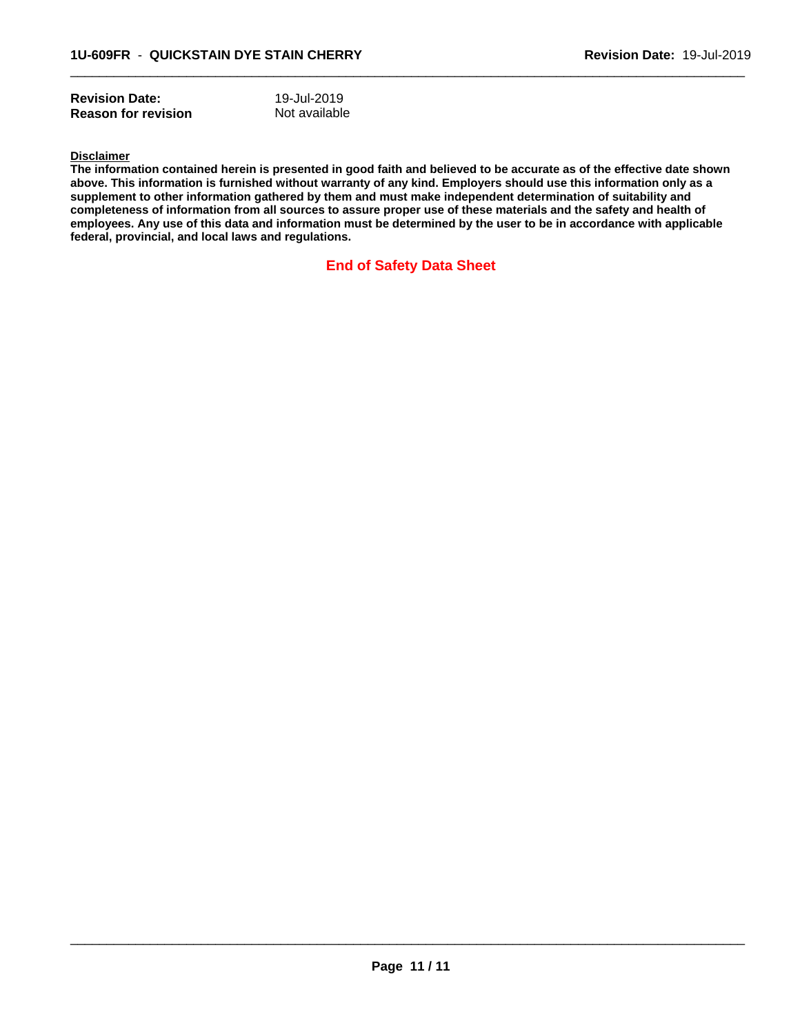| | |
|---|---|
| **Revision Date:** | 19-Jul-2019 |
| **Reason for revision** | Not available |

**Disclaimer**

**The information contained herein is presented in good faith and believed to be accurate as of the effective date shown above. This information is furnished without warranty of any kind. Employers should use this information only as a supplement to other information gathered by them and must make independent determination of suitability and completeness of information from all sources to assure proper use of these materials and the safety and health of employees. Any use of this data and information must be determined by the user to be in accordance with applicable federal, provincial, and local laws and regulations.**

**End of Safety Data Sheet**